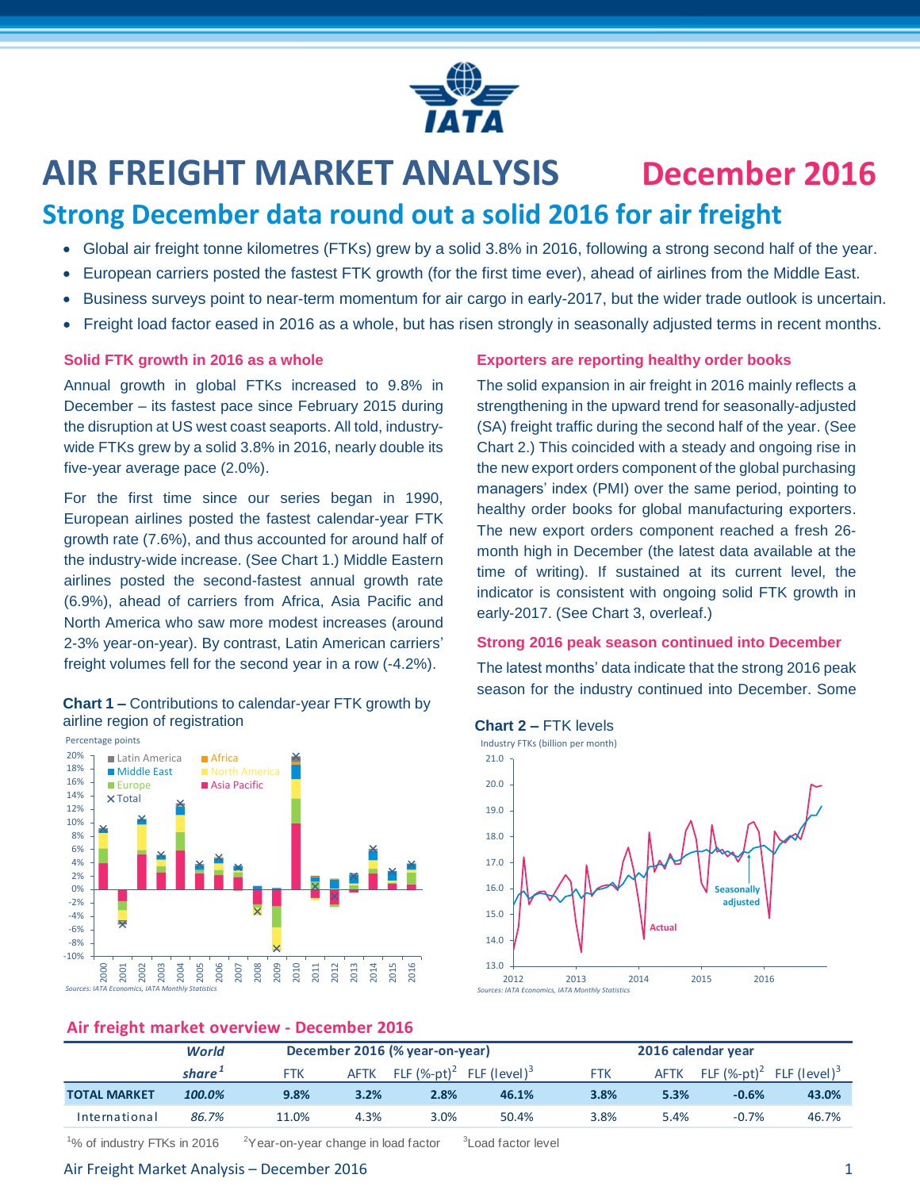# AIR FREIGHT MARKET ANALYSIS December 2016

## Strong December data round out a solid 2016 for air freight

- Global air freight tonne kilometres (FTKs) grew by a solid 3.8% in 2016, following a strong second half of the year.
- European carriers posted the fastest FTK growth (for the first time ever), ahead of airlines from the Middle East.
- Business surveys point to near-term momentum for air cargo in early-2017, but the wider trade outlook is uncertain.
- Freight load factor eased in 2016 as a whole, but has risen strongly in seasonally adjusted terms in recent months.

### Solid FTK growth in 2016 as a whole

Annual growth in global FTKs increased to 9.8% in December – its fastest pace since February 2015 during the disruption at US west coast seaports. All told, industry-wide FTKs grew by a solid 3.8% in 2016, nearly double its five-year average pace (2.0%).

For the first time since our series began in 1990, European airlines posted the fastest calendar-year FTK growth rate (7.6%), and thus accounted for around half of the industry-wide increase. (See Chart 1.) Middle Eastern airlines posted the second-fastest annual growth rate (6.9%), ahead of carriers from Africa, Asia Pacific and North America who saw more modest increases (around 2-3% year-on-year). By contrast, Latin American carriers' freight volumes fell for the second year in a row (-4.2%).

**Chart 1 –** Contributions to calendar-year FTK growth by airline region of registration

Sources: IATA Economics, IATA Monthly Statistics

### Exporters are reporting healthy order books

The solid expansion in air freight in 2016 mainly reflects a strengthening in the upward trend for seasonally-adjusted (SA) freight traffic during the second half of the year. (See Chart 2.) This coincided with a steady and ongoing rise in the new export orders component of the global purchasing managers' index (PMI) over the same period, pointing to healthy order books for global manufacturing exporters. The new export orders component reached a fresh 26-month high in December (the latest data available at the time of writing). If sustained at its current level, the indicator is consistent with ongoing solid FTK growth in early-2017. (See Chart 3, overleaf.)

### Strong 2016 peak season continued into December

The latest months' data indicate that the strong 2016 peak season for the industry continued into December. Some

**Chart 2 –** FTK levels

Sources: IATA Economics, IATA Monthly Statistics

### Air freight market overview - December 2016

| | World share[1] | December 2016 (% year-on-year) | | | | 2016 calendar year | | | |
|---|---|---|---|---|---|---|---|---|---|
| | | FTK | AFTK | FLF (%-pt)[2] | FLF (level)[3] | FTK | AFTK | FLF (%-pt)[2] | FLF (level)[3] |
| **TOTAL MARKET** | **100.0%** | **9.8%** | **3.2%** | **2.8%** | **46.1%** | **3.8%** | **5.3%** | **-0.6%** | **43.0%** |
| International | 86.7% | 11.0% | 4.3% | 3.0% | 50.4% | 3.8% | 5.4% | -0.7% | 46.7% |

[1]% of industry FTKs in 2016 [2]Year-on-year change in load factor [3]Load factor level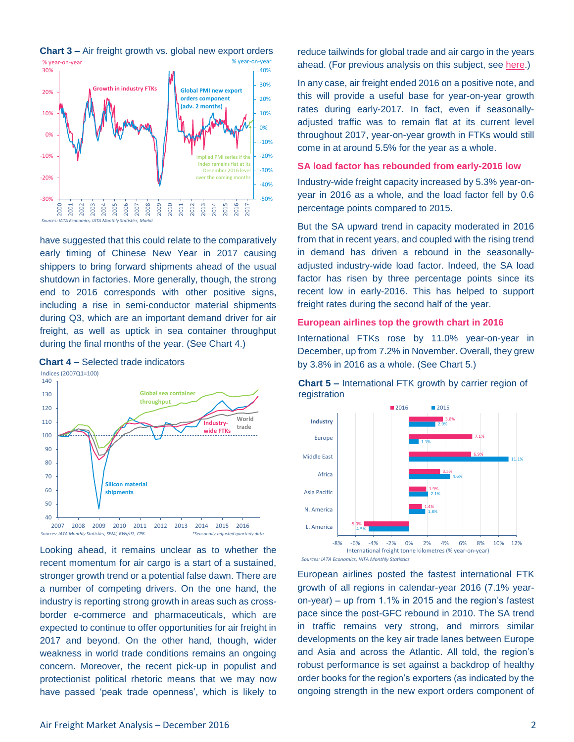**Chart 3 –** Air freight growth vs. global new export orders

Sources: IATA Economics, IATA Monthly Statistics, Markit

have suggested that this could relate to the comparatively early timing of Chinese New Year in 2017 causing shippers to bring forward shipments ahead of the usual shutdown in factories. More generally, though, the strong end to 2016 corresponds with other positive signs, including a rise in semi-conductor material shipments during Q3, which are an important demand driver for air freight, as well as uptick in sea container throughput during the final months of the year. (See Chart 4.)

**Chart 4 –** Selected trade indicators

Sources: IATA Monthly Statistics, SEMI, RWI/ISL, CPB

*Seasonally-adjusted quarterly data

Looking ahead, it remains unclear as to whether the recent momentum for air cargo is a start of a sustained, stronger growth trend or a potential false dawn. There are a number of competing drivers. On the one hand, the industry is reporting strong growth in areas such as cross-border e-commerce and pharmaceuticals, which are expected to continue to offer opportunities for air freight in 2017 and beyond. On the other hand, though, wider weakness in world trade conditions remains an ongoing concern. Moreover, the recent pick-up in populist and protectionist political rhetoric means that we may now have passed 'peak trade openness', which is likely to reduce tailwinds for global trade and air cargo in the years ahead. (For previous analysis on this subject, see here.)

In any case, air freight ended 2016 on a positive note, and this will provide a useful base for year-on-year growth rates during early-2017. In fact, even if seasonally-adjusted traffic was to remain flat at its current level throughout 2017, year-on-year growth in FTKs would still come in at around 5.5% for the year as a whole.

### SA load factor has rebounded from early-2016 low

Industry-wide freight capacity increased by 5.3% year-on-year in 2016 as a whole, and the load factor fell by 0.6 percentage points compared to 2015.

But the SA upward trend in capacity moderated in 2016 from that in recent years, and coupled with the rising trend in demand has driven a rebound in the seasonally-adjusted industry-wide load factor. Indeed, the SA load factor has risen by three percentage points since its recent low in early-2016. This has helped to support freight rates during the second half of the year.

### European airlines top the growth chart in 2016

International FTKs rose by 11.0% year-on-year in December, up from 7.2% in November. Overall, they grew by 3.8% in 2016 as a whole. (See Chart 5.)

**Chart 5 –** International FTK growth by carrier region of registration

| Region | 2016 | 2015 |
|---|---|---|
| Industry | 3.8% | 2.9% |
| Europe | 7.1% | 1.1% |
| Middle East | 6.9% | 11.1% |
| Africa | 3.5% | 4.6% |
| Asia Pacific | 1.9% | 2.1% |
| N. America | 1.4% | 1.8% |
| L. America | -5.0% | -4.5% |

International freight tonne kilometres (% year-on-year)

Sources: IATA Economics, IATA Monthly Statistics

European airlines posted the fastest international FTK growth of all regions in calendar-year 2016 (7.1% year-on-year) – up from 1.1% in 2015 and the region's fastest pace since the post-GFC rebound in 2010. The SA trend in traffic remains very strong, and mirrors similar developments on the key air trade lanes between Europe and Asia and across the Atlantic. All told, the region's robust performance is set against a backdrop of healthy order books for the region's exporters (as indicated by the ongoing strength in the new export orders component of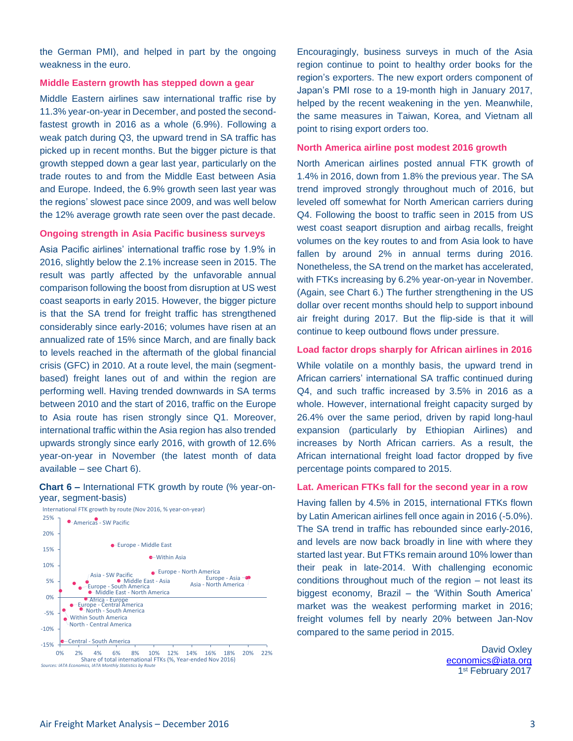the German PMI), and helped in part by the ongoing weakness in the euro.

### Middle Eastern growth has stepped down a gear

Middle Eastern airlines saw international traffic rise by 11.3% year-on-year in December, and posted the second-fastest growth in 2016 as a whole (6.9%). Following a weak patch during Q3, the upward trend in SA traffic has picked up in recent months. But the bigger picture is that growth stepped down a gear last year, particularly on the trade routes to and from the Middle East between Asia and Europe. Indeed, the 6.9% growth seen last year was the regions' slowest pace since 2009, and was well below the 12% average growth rate seen over the past decade.

### Ongoing strength in Asia Pacific business surveys

Asia Pacific airlines' international traffic rose by 1.9% in 2016, slightly below the 2.1% increase seen in 2015. The result was partly affected by the unfavorable annual comparison following the boost from disruption at US west coast seaports in early 2015. However, the bigger picture is that the SA trend for freight traffic has strengthened considerably since early-2016; volumes have risen at an annualized rate of 15% since March, and are finally back to levels reached in the aftermath of the global financial crisis (GFC) in 2010. At a route level, the main (segment-based) freight lanes out of and within the region are performing well. Having trended downwards in SA terms between 2010 and the start of 2016, traffic on the Europe to Asia route has risen strongly since Q1. Moreover, international traffic within the Asia region has also trended upwards strongly since early 2016, with growth of 12.6% year-on-year in November (the latest month of data available – see Chart 6).

**Chart 6 –** International FTK growth by route (% year-on-year, segment-basis)

International FTK growth by route (Nov 2016, % year-on-year)

| Route | Share of total international FTKs (%, Year-ended Nov 2016) | FTK growth (Nov 2016, % year-on-year) |
|---|---|---|
| Americas - SW Pacific | ~1% | ~24% |
| Europe - Middle East | ~5.5% | ~16% |
| Within Asia | ~10% | ~12.6% |
| Europe - North America | ~10% | ~7.5% |
| Europe - Asia | ~20% | ~6% |
| Asia - North America | ~20% | ~6% |
| Asia - SW Pacific | ~3% | ~5% |
| Middle East - Asia | ~6% | ~5% |
| Europe - South America | ~2% | ~3% |
| Middle East - North America | ~3% | ~1.5% |
| Africa - Europe | ~3% | ~0% |
| Europe - Central America | ~1% | ~-2.5% |
| North - South America | ~2% | ~-3.5% |
| Within South America | ~0.5% | ~-4% |
| North - Central America | ~0.5% | ~-6.5% |
| Central - South America | ~0% | ~-14% |

Sources: IATA Economics, IATA Monthly Statistics by Route

Encouragingly, business surveys in much of the Asia region continue to point to healthy order books for the region's exporters. The new export orders component of Japan's PMI rose to a 19-month high in January 2017, helped by the recent weakening in the yen. Meanwhile, the same measures in Taiwan, Korea, and Vietnam all point to rising export orders too.

### North America airline post modest 2016 growth

North American airlines posted annual FTK growth of 1.4% in 2016, down from 1.8% the previous year. The SA trend improved strongly throughout much of 2016, but leveled off somewhat for North American carriers during Q4. Following the boost to traffic seen in 2015 from US west coast seaport disruption and airbag recalls, freight volumes on the key routes to and from Asia look to have fallen by around 2% in annual terms during 2016. Nonetheless, the SA trend on the market has accelerated, with FTKs increasing by 6.2% year-on-year in November. (Again, see Chart 6.) The further strengthening in the US dollar over recent months should help to support inbound air freight during 2017. But the flip-side is that it will continue to keep outbound flows under pressure.

### Load factor drops sharply for African airlines in 2016

While volatile on a monthly basis, the upward trend in African carriers' international SA traffic continued during Q4, and such traffic increased by 3.5% in 2016 as a whole. However, international freight capacity surged by 26.4% over the same period, driven by rapid long-haul expansion (particularly by Ethiopian Airlines) and increases by North African carriers. As a result, the African international freight load factor dropped by five percentage points compared to 2015.

### Lat. American FTKs fall for the second year in a row

Having fallen by 4.5% in 2015, international FTKs flown by Latin American airlines fell once again in 2016 (-5.0%). The SA trend in traffic has rebounded since early-2016, and levels are now back broadly in line with where they started last year. But FTKs remain around 10% lower than their peak in late-2014. With challenging economic conditions throughout much of the region – not least its biggest economy, Brazil – the 'Within South America' market was the weakest performing market in 2016; freight volumes fell by nearly 20% between Jan-Nov compared to the same period in 2015.

David Oxley
economics@iata.org
1st February 2017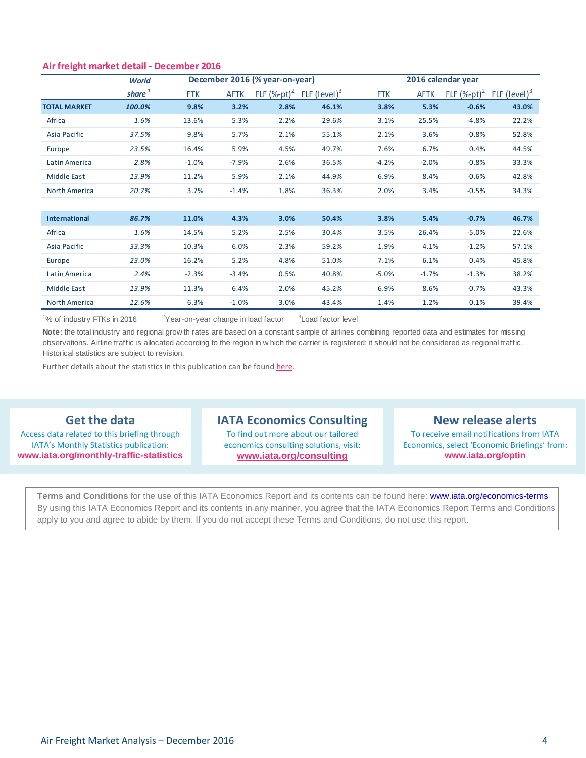## Air freight market detail - December 2016

| | World share [1] | December 2016 (% year-on-year) | | | | 2016 calendar year | | | |
|---|---|---|---|---|---|---|---|---|---|
| | | FTK | AFTK | FLF (%-pt) [2] | FLF (level) [3] | FTK | AFTK | FLF (%-pt) [2] | FLF (level) [3] |
| **TOTAL MARKET** | ***100.0%*** | **9.8%** | **3.2%** | **2.8%** | **46.1%** | **3.8%** | **5.3%** | **-0.6%** | **43.0%** |
| Africa | *1.6%* | 13.6% | 5.3% | 2.2% | 29.6% | 3.1% | 25.5% | -4.8% | 22.2% |
| Asia Pacific | *37.5%* | 9.8% | 5.7% | 2.1% | 55.1% | 2.1% | 3.6% | -0.8% | 52.8% |
| Europe | *23.5%* | 16.4% | 5.9% | 4.5% | 49.7% | 7.6% | 6.7% | 0.4% | 44.5% |
| Latin America | *2.8%* | -1.0% | -7.9% | 2.6% | 36.5% | -4.2% | -2.0% | -0.8% | 33.3% |
| Middle East | *13.9%* | 11.2% | 5.9% | 2.1% | 44.9% | 6.9% | 8.4% | -0.6% | 42.8% |
| North America | *20.7%* | 3.7% | -1.4% | 1.8% | 36.3% | 2.0% | 3.4% | -0.5% | 34.3% |
| | | | | | | | | | |
| **International** | ***86.7%*** | **11.0%** | **4.3%** | **3.0%** | **50.4%** | **3.8%** | **5.4%** | **-0.7%** | **46.7%** |
| Africa | *1.6%* | 14.5% | 5.2% | 2.5% | 30.4% | 3.5% | 26.4% | -5.0% | 22.6% |
| Asia Pacific | *33.3%* | 10.3% | 6.0% | 2.3% | 59.2% | 1.9% | 4.1% | -1.2% | 57.1% |
| Europe | *23.0%* | 16.2% | 5.2% | 4.8% | 51.0% | 7.1% | 6.1% | 0.4% | 45.8% |
| Latin America | *2.4%* | -2.3% | -3.4% | 0.5% | 40.8% | -5.0% | -1.7% | -1.3% | 38.2% |
| Middle East | *13.9%* | 11.3% | 6.4% | 2.0% | 45.2% | 6.9% | 8.6% | -0.7% | 43.3% |
| North America | *12.6%* | 6.3% | -1.0% | 3.0% | 43.4% | 1.4% | 1.2% | 0.1% | 39.4% |

[1]% of industry FTKs in 2016 [2]Year-on-year change in load factor [3]Load factor level

**Note:** the total industry and regional growth rates are based on a constant sample of airlines combining reported data and estimates for missing observations. Airline traffic is allocated according to the region in which the carrier is registered; it should not be considered as regional traffic. Historical statistics are subject to revision.

Further details about the statistics in this publication can be found here.

### Get the data

Access data related to this briefing through IATA's Monthly Statistics publication:
**www.iata.org/monthly-traffic-statistics**

### IATA Economics Consulting

To find out more about our tailored economics consulting solutions, visit:
**www.iata.org/consulting**

### New release alerts

To receive email notifications from IATA Economics, select 'Economic Briefings' from:
**www.iata.org/optin**

**Terms and Conditions** for the use of this IATA Economics Report and its contents can be found here: www.iata.org/economics-terms
By using this IATA Economics Report and its contents in any manner, you agree that the IATA Economics Report Terms and Conditions apply to you and agree to abide by them. If you do not accept these Terms and Conditions, do not use this report.